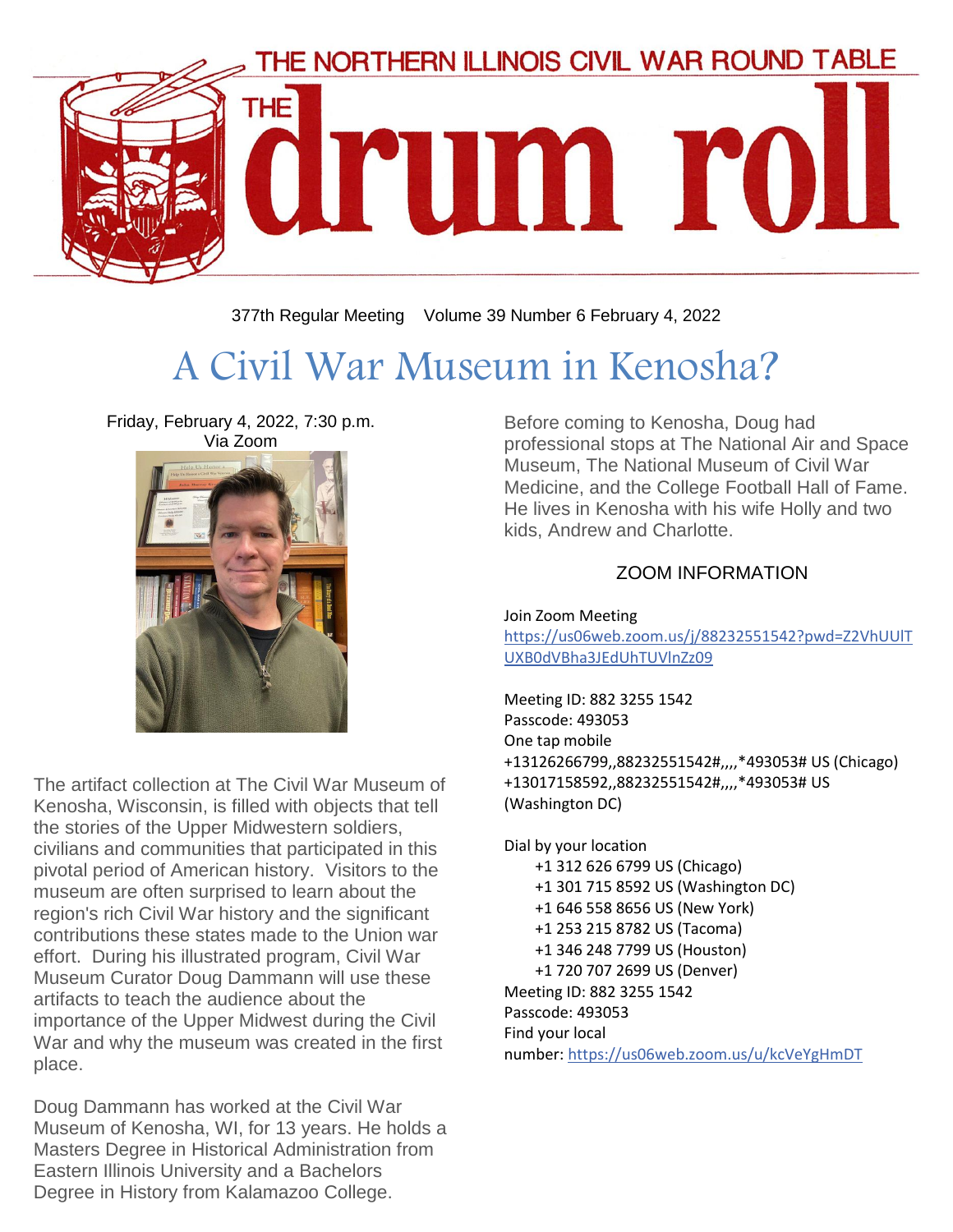# THE NORTHERN ILLINOIS CIVIL WAR ROUND TABLE

# THE drum roll

377th Regular Meeting Volume 39 Number 6 February 4, 2022

## A Civil War Museum in Kenosha?

Friday, February 4, 2022, 7:30 p.m.
Via Zoom

The artifact collection at The Civil War Museum of Kenosha, Wisconsin, is filled with objects that tell the stories of the Upper Midwestern soldiers, civilians and communities that participated in this pivotal period of American history. Visitors to the museum are often surprised to learn about the region's rich Civil War history and the significant contributions these states made to the Union war effort. During his illustrated program, Civil War Museum Curator Doug Dammann will use these artifacts to teach the audience about the importance of the Upper Midwest during the Civil War and why the museum was created in the first place.

Doug Dammann has worked at the Civil War Museum of Kenosha, WI, for 13 years. He holds a Masters Degree in Historical Administration from Eastern Illinois University and a Bachelors Degree in History from Kalamazoo College.

Before coming to Kenosha, Doug had professional stops at The National Air and Space Museum, The National Museum of Civil War Medicine, and the College Football Hall of Fame. He lives in Kenosha with his wife Holly and two kids, Andrew and Charlotte.

### ZOOM INFORMATION

Join Zoom Meeting
https://us06web.zoom.us/j/88232551542?pwd=Z2VhUUlTUXB0dVBha3JEdUhTUVlnZz09

Meeting ID: 882 3255 1542
Passcode: 493053
One tap mobile
+13126266799,,88232551542#,,,,*493053# US (Chicago)
+13017158592,,88232551542#,,,,*493053# US (Washington DC)

Dial by your location
+1 312 626 6799 US (Chicago)
+1 301 715 8592 US (Washington DC)
+1 646 558 8656 US (New York)
+1 253 215 8782 US (Tacoma)
+1 346 248 7799 US (Houston)
+1 720 707 2699 US (Denver)
Meeting ID: 882 3255 1542
Passcode: 493053
Find your local number: https://us06web.zoom.us/u/kcVeYgHmDT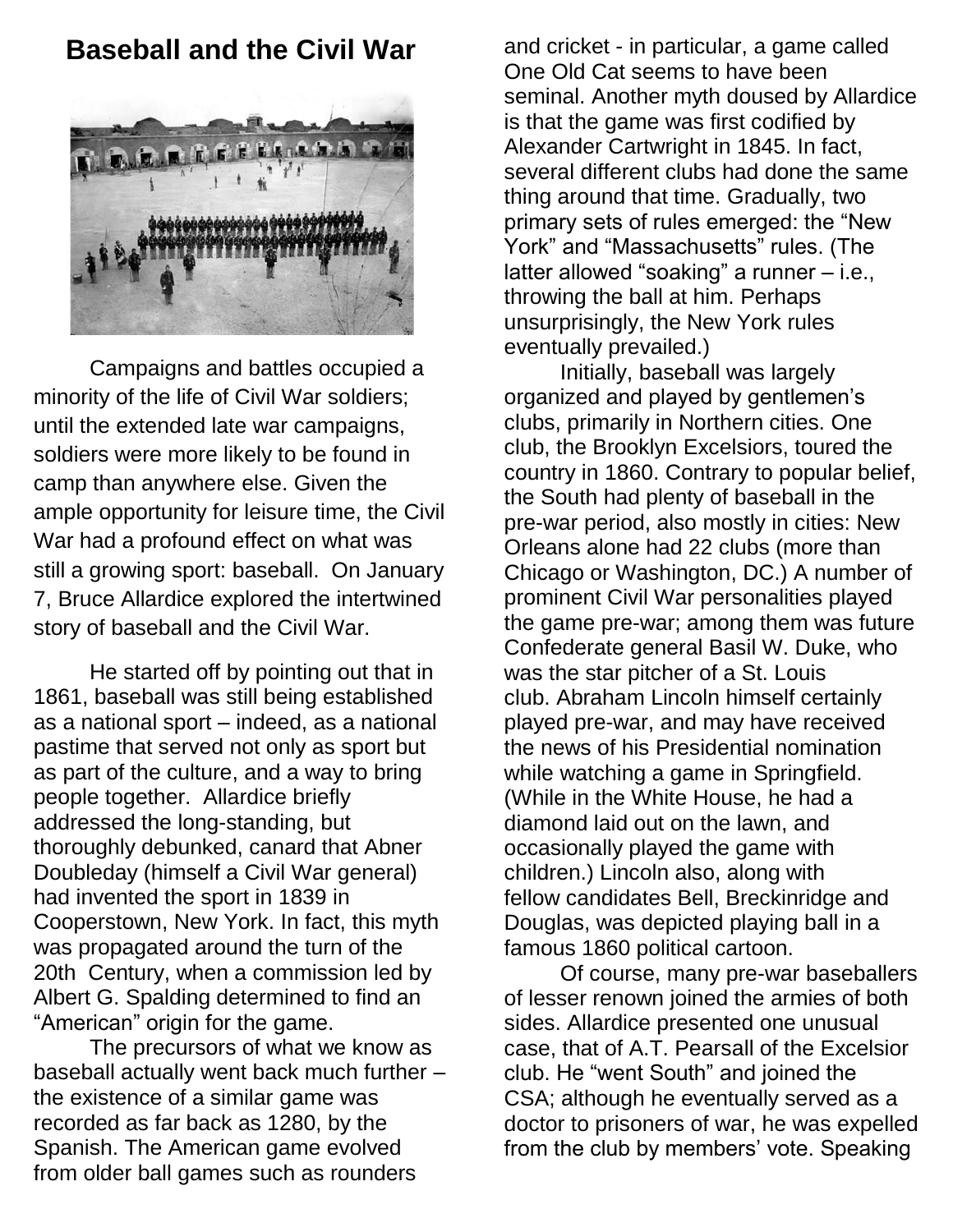# Baseball and the Civil War

Campaigns and battles occupied a minority of the life of Civil War soldiers; until the extended late war campaigns, soldiers were more likely to be found in camp than anywhere else. Given the ample opportunity for leisure time, the Civil War had a profound effect on what was still a growing sport: baseball. On January 7, Bruce Allardice explored the intertwined story of baseball and the Civil War.

He started off by pointing out that in 1861, baseball was still being established as a national sport – indeed, as a national pastime that served not only as sport but as part of the culture, and a way to bring people together. Allardice briefly addressed the long-standing, but thoroughly debunked, canard that Abner Doubleday (himself a Civil War general) had invented the sport in 1839 in Cooperstown, New York. In fact, this myth was propagated around the turn of the 20th Century, when a commission led by Albert G. Spalding determined to find an "American" origin for the game.

The precursors of what we know as baseball actually went back much further – the existence of a similar game was recorded as far back as 1280, by the Spanish. The American game evolved from older ball games such as rounders and cricket - in particular, a game called One Old Cat seems to have been seminal. Another myth doused by Allardice is that the game was first codified by Alexander Cartwright in 1845. In fact, several different clubs had done the same thing around that time. Gradually, two primary sets of rules emerged: the "New York" and "Massachusetts" rules. (The latter allowed "soaking" a runner – i.e., throwing the ball at him. Perhaps unsurprisingly, the New York rules eventually prevailed.)

Initially, baseball was largely organized and played by gentlemen's clubs, primarily in Northern cities. One club, the Brooklyn Excelsiors, toured the country in 1860. Contrary to popular belief, the South had plenty of baseball in the pre-war period, also mostly in cities: New Orleans alone had 22 clubs (more than Chicago or Washington, DC.) A number of prominent Civil War personalities played the game pre-war; among them was future Confederate general Basil W. Duke, who was the star pitcher of a St. Louis club. Abraham Lincoln himself certainly played pre-war, and may have received the news of his Presidential nomination while watching a game in Springfield. (While in the White House, he had a diamond laid out on the lawn, and occasionally played the game with children.) Lincoln also, along with fellow candidates Bell, Breckinridge and Douglas, was depicted playing ball in a famous 1860 political cartoon.

Of course, many pre-war baseballers of lesser renown joined the armies of both sides. Allardice presented one unusual case, that of A.T. Pearsall of the Excelsior club. He "went South" and joined the CSA; although he eventually served as a doctor to prisoners of war, he was expelled from the club by members' vote. Speaking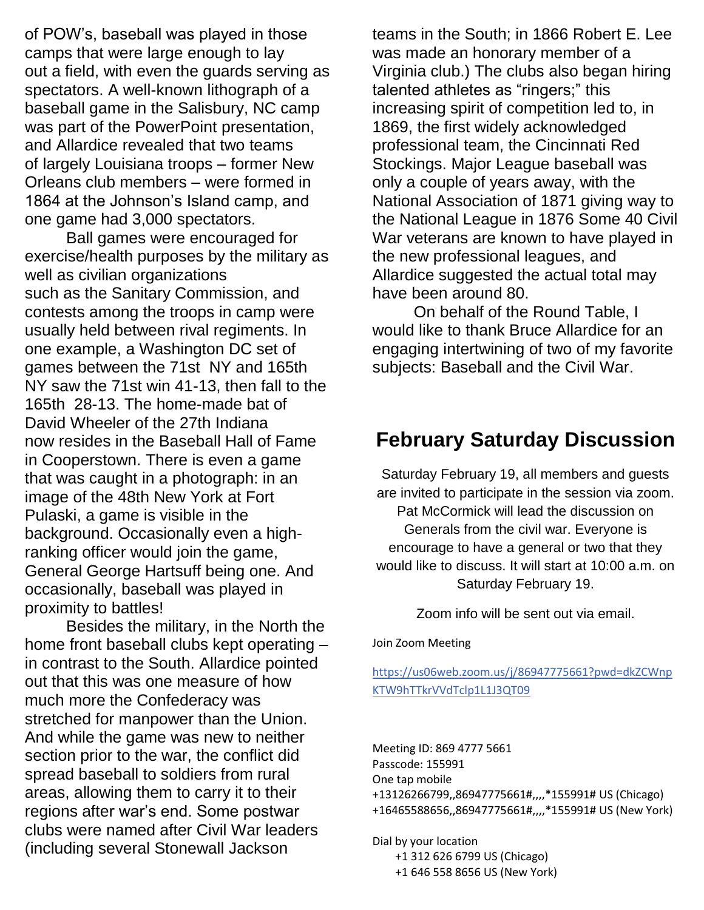of POW's, baseball was played in those camps that were large enough to lay out a field, with even the guards serving as spectators. A well-known lithograph of a baseball game in the Salisbury, NC camp was part of the PowerPoint presentation, and Allardice revealed that two teams of largely Louisiana troops – former New Orleans club members – were formed in 1864 at the Johnson's Island camp, and one game had 3,000 spectators.

Ball games were encouraged for exercise/health purposes by the military as well as civilian organizations such as the Sanitary Commission, and contests among the troops in camp were usually held between rival regiments. In one example, a Washington DC set of games between the 71st NY and 165th NY saw the 71st win 41-13, then fall to the 165th 28-13. The home-made bat of David Wheeler of the 27th Indiana now resides in the Baseball Hall of Fame in Cooperstown. There is even a game that was caught in a photograph: in an image of the 48th New York at Fort Pulaski, a game is visible in the background. Occasionally even a high-ranking officer would join the game, General George Hartsuff being one. And occasionally, baseball was played in proximity to battles!

Besides the military, in the North the home front baseball clubs kept operating – in contrast to the South. Allardice pointed out that this was one measure of how much more the Confederacy was stretched for manpower than the Union. And while the game was new to neither section prior to the war, the conflict did spread baseball to soldiers from rural areas, allowing them to carry it to their regions after war's end. Some postwar clubs were named after Civil War leaders (including several Stonewall Jackson teams in the South; in 1866 Robert E. Lee was made an honorary member of a Virginia club.) The clubs also began hiring talented athletes as "ringers;" this increasing spirit of competition led to, in 1869, the first widely acknowledged professional team, the Cincinnati Red Stockings. Major League baseball was only a couple of years away, with the National Association of 1871 giving way to the National League in 1876 Some 40 Civil War veterans are known to have played in the new professional leagues, and Allardice suggested the actual total may have been around 80.

On behalf of the Round Table, I would like to thank Bruce Allardice for an engaging intertwining of two of my favorite subjects: Baseball and the Civil War.

## February Saturday Discussion

Saturday February 19, all members and guests are invited to participate in the session via zoom. Pat McCormick will lead the discussion on Generals from the civil war. Everyone is encourage to have a general or two that they would like to discuss. It will start at 10:00 a.m. on Saturday February 19.

Zoom info will be sent out via email.

Join Zoom Meeting

https://us06web.zoom.us/j/86947775661?pwd=dkZCWnpKTW9hTTkrVVdTclp1L1J3QT09

Meeting ID: 869 4777 5661
Passcode: 155991
One tap mobile
+13126266799,,86947775661#,,,,*155991# US (Chicago)
+16465588656,,86947775661#,,,,*155991# US (New York)

Dial by your location
+1 312 626 6799 US (Chicago)
+1 646 558 8656 US (New York)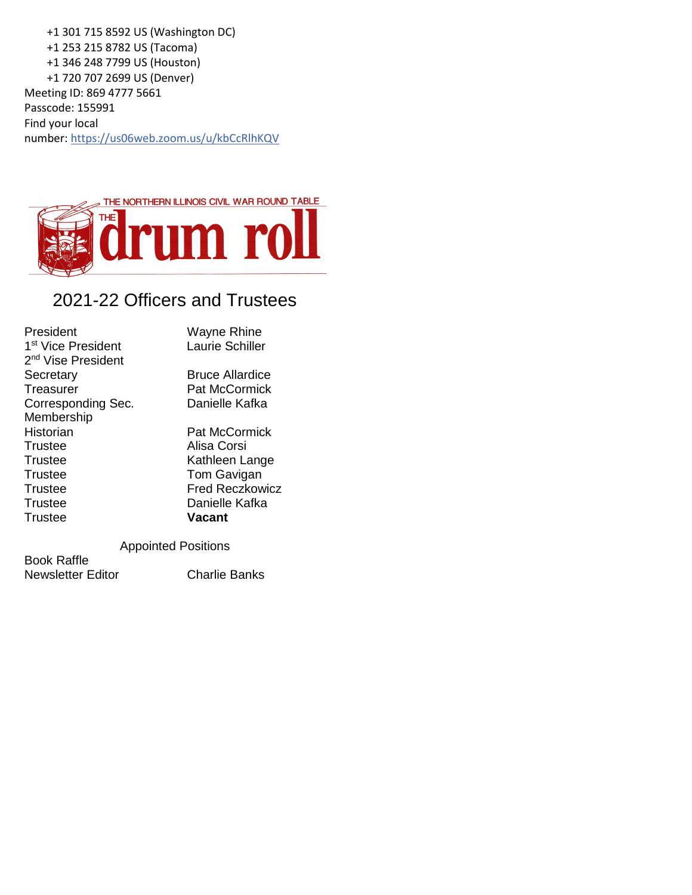+1 301 715 8592 US (Washington DC)
+1 253 215 8782 US (Tacoma)
+1 346 248 7799 US (Houston)
+1 720 707 2699 US (Denver)
Meeting ID: 869 4777 5661
Passcode: 155991
Find your local number: https://us06web.zoom.us/u/kbCcRlhKQV

THE NORTHERN ILLINOIS CIVIL WAR ROUND TABLE

# THE drum roll

## 2021-22 Officers and Trustees

| | |
|---|---|
| President | Wayne Rhine |
| 1st Vice President | Laurie Schiller |
| 2nd Vise President | |
| Secretary | Bruce Allardice |
| Treasurer | Pat McCormick |
| Corresponding Sec. | Danielle Kafka |
| Membership | |
| Historian | Pat McCormick |
| Trustee | Alisa Corsi |
| Trustee | Kathleen Lange |
| Trustee | Tom Gavigan |
| Trustee | Fred Reczkowicz |
| Trustee | Danielle Kafka |
| Trustee | **Vacant** |

Appointed Positions

| | |
|---|---|
| Book Raffle | |
| Newsletter Editor | Charlie Banks |